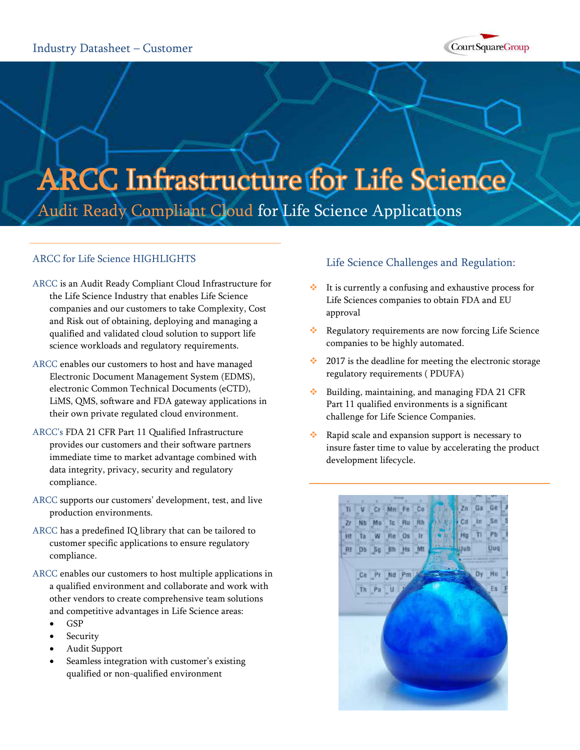Industry Datasheet – Customer

# ARCC Infrastructure for Life Science

## Audit Ready Compliant Cloud for Life Science Applications

### ARCC for Life Science HIGHLIGHTS

ARCC is an Audit Ready Compliant Cloud Infrastructure for the Life Science Industry that enables Life Science companies and our customers to take Complexity, Cost and Risk out of obtaining, deploying and managing a qualified and validated cloud solution to support life science workloads and regulatory requirements.

ARCC enables our customers to host and have managed Electronic Document Management System (EDMS), electronic Common Technical Documents (eCTD), LiMS, QMS, software and FDA gateway applications in their own private regulated cloud environment.

ARCC's FDA 21 CFR Part 11 Qualified Infrastructure provides our customers and their software partners immediate time to market advantage combined with data integrity, privacy, security and regulatory compliance.

ARCC supports our customers' development, test, and live production environments.

ARCC has a predefined IQ library that can be tailored to customer specific applications to ensure regulatory compliance.

ARCC enables our customers to host multiple applications in a qualified environment and collaborate and work with other vendors to create comprehensive team solutions and competitive advantages in Life Science areas:

- GSP
- Security
- Audit Support
- Seamless integration with customer's existing qualified or non-qualified environment

### Life Science Challenges and Regulation:

- It is currently a confusing and exhaustive process for Life Sciences companies to obtain FDA and EU approval
- Regulatory requirements are now forcing Life Science companies to be highly automated.
- 2017 is the deadline for meeting the electronic storage regulatory requirements ( PDUFA)
- Building, maintaining, and managing FDA 21 CFR Part 11 qualified environments is a significant challenge for Life Science Companies.
- Rapid scale and expansion support is necessary to insure faster time to value by accelerating the product development lifecycle.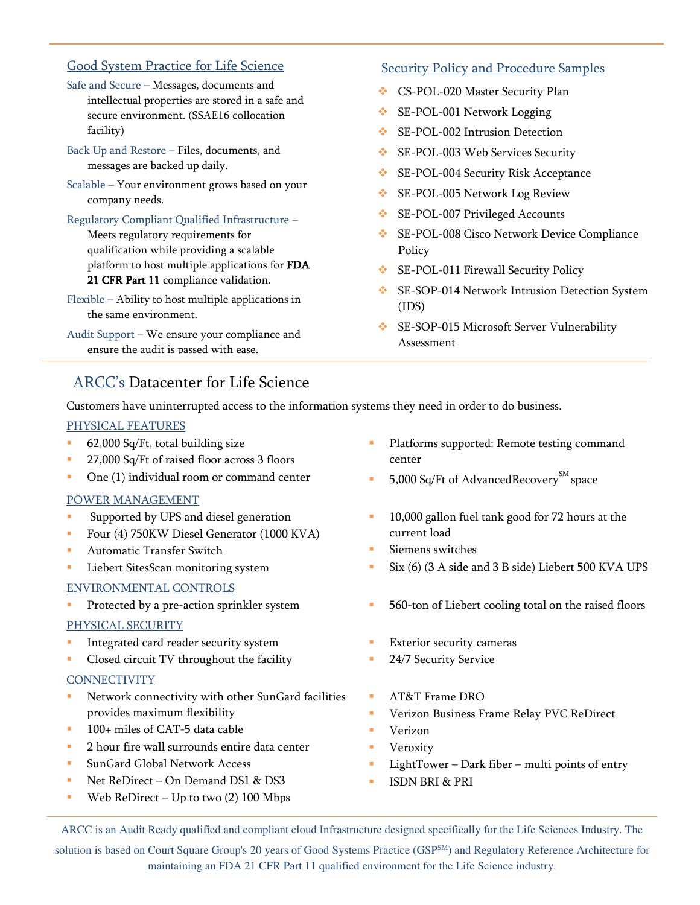## Good System Practice for Life Science

Safe and Secure – Messages, documents and intellectual properties are stored in a safe and secure environment. (SSAE16 collocation facility)

Back Up and Restore – Files, documents, and messages are backed up daily.

Scalable – Your environment grows based on your company needs.

Regulatory Compliant Qualified Infrastructure – Meets regulatory requirements for qualification while providing a scalable platform to host multiple applications for **FDA 21 CFR Part 11** compliance validation.

Flexible – Ability to host multiple applications in the same environment.

Audit Support – We ensure your compliance and ensure the audit is passed with ease.

## Security Policy and Procedure Samples

- CS-POL-020 Master Security Plan
- SE-POL-001 Network Logging
- SE-POL-002 Intrusion Detection
- SE-POL-003 Web Services Security
- SE-POL-004 Security Risk Acceptance
- SE-POL-005 Network Log Review
- SE-POL-007 Privileged Accounts
- SE-POL-008 Cisco Network Device Compliance Policy
- SE-POL-011 Firewall Security Policy
- SE-SOP-014 Network Intrusion Detection System (IDS)
- SE-SOP-015 Microsoft Server Vulnerability Assessment

## ARCC's Datacenter for Life Science

Customers have uninterrupted access to the information systems they need in order to do business.

### PHYSICAL FEATURES

- 62,000 Sq/Ft, total building size
- 27,000 Sq/Ft of raised floor across 3 floors
- One (1) individual room or command center
- Platforms supported: Remote testing command center
- 5,000 Sq/Ft of AdvancedRecovery[SM] space

### POWER MANAGEMENT

- Supported by UPS and diesel generation
- Four (4) 750KW Diesel Generator (1000 KVA)
- Automatic Transfer Switch
- Liebert SitesScan monitoring system
- 10,000 gallon fuel tank good for 72 hours at the current load
- Siemens switches
- Six (6) (3 A side and 3 B side) Liebert 500 KVA UPS

### ENVIRONMENTAL CONTROLS

- Protected by a pre-action sprinkler system
- 560-ton of Liebert cooling total on the raised floors

### PHYSICAL SECURITY

- Integrated card reader security system
- Closed circuit TV throughout the facility
- Exterior security cameras
- 24/7 Security Service

### CONNECTIVITY

- Network connectivity with other SunGard facilities provides maximum flexibility
- 100+ miles of CAT-5 data cable
- 2 hour fire wall surrounds entire data center
- SunGard Global Network Access
- Net ReDirect – On Demand DS1 & DS3
- Web ReDirect – Up to two (2) 100 Mbps
- AT&T Frame DRO
- Verizon Business Frame Relay PVC ReDirect
- Verizon
- Veroxity
- LightTower – Dark fiber – multi points of entry
- ISDN BRI & PRI

ARCC is an Audit Ready qualified and compliant cloud Infrastructure designed specifically for the Life Sciences Industry. The solution is based on Court Square Group's 20 years of Good Systems Practice (GSP[SM]) and Regulatory Reference Architecture for maintaining an FDA 21 CFR Part 11 qualified environment for the Life Science industry.